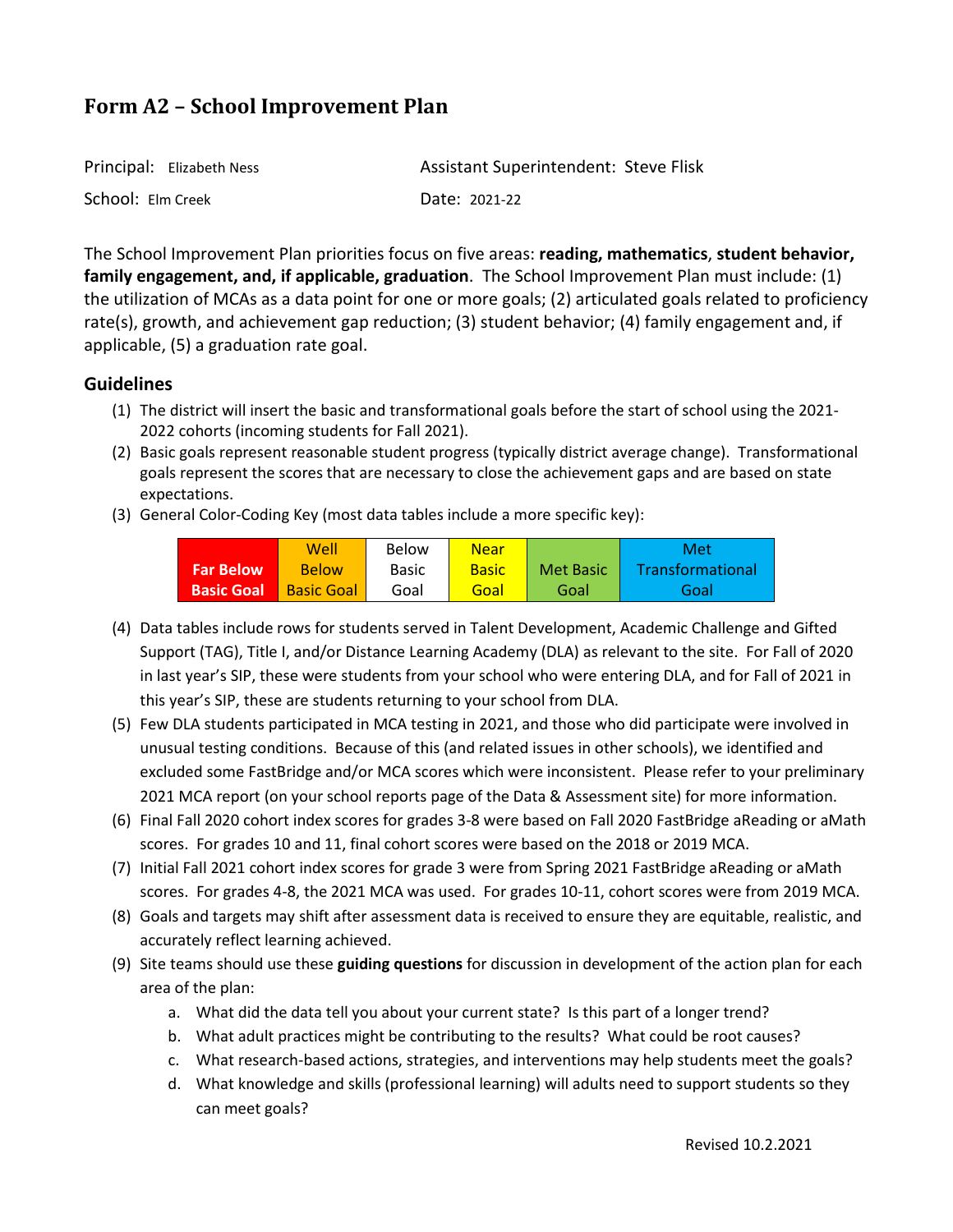# Form A2 – School Improvement Plan

Principal: Elizabeth Ness | Assistant Superintendent: Steve Flisk

School: Elm Creek | Date: 2021-22

The School Improvement Plan priorities focus on five areas: **reading, mathematics**, **student behavior, family engagement, and, if applicable, graduation**. The School Improvement Plan must include: (1) the utilization of MCAs as a data point for one or more goals; (2) articulated goals related to proficiency rate(s), growth, and achievement gap reduction; (3) student behavior; (4) family engagement and, if applicable, (5) a graduation rate goal.

## Guidelines

(1) The district will insert the basic and transformational goals before the start of school using the 2021-2022 cohorts (incoming students for Fall 2021).

(2) Basic goals represent reasonable student progress (typically district average change). Transformational goals represent the scores that are necessary to close the achievement gaps and are based on state expectations.

(3) General Color-Coding Key (most data tables include a more specific key):

| Far Below Basic Goal | Well Below Basic Goal | Below Basic Goal | Near Basic Goal | Met Basic Goal | Met Transformational Goal |
|---|---|---|---|---|---|

(4) Data tables include rows for students served in Talent Development, Academic Challenge and Gifted Support (TAG), Title I, and/or Distance Learning Academy (DLA) as relevant to the site. For Fall of 2020 in last year's SIP, these were students from your school who were entering DLA, and for Fall of 2021 in this year's SIP, these are students returning to your school from DLA.

(5) Few DLA students participated in MCA testing in 2021, and those who did participate were involved in unusual testing conditions. Because of this (and related issues in other schools), we identified and excluded some FastBridge and/or MCA scores which were inconsistent. Please refer to your preliminary 2021 MCA report (on your school reports page of the Data & Assessment site) for more information.

(6) Final Fall 2020 cohort index scores for grades 3-8 were based on Fall 2020 FastBridge aReading or aMath scores. For grades 10 and 11, final cohort scores were based on the 2018 or 2019 MCA.

(7) Initial Fall 2021 cohort index scores for grade 3 were from Spring 2021 FastBridge aReading or aMath scores. For grades 4-8, the 2021 MCA was used. For grades 10-11, cohort scores were from 2019 MCA.

(8) Goals and targets may shift after assessment data is received to ensure they are equitable, realistic, and accurately reflect learning achieved.

(9) Site teams should use these **guiding questions** for discussion in development of the action plan for each area of the plan:

   a. What did the data tell you about your current state? Is this part of a longer trend?
   b. What adult practices might be contributing to the results? What could be root causes?
   c. What research-based actions, strategies, and interventions may help students meet the goals?
   d. What knowledge and skills (professional learning) will adults need to support students so they can meet goals?

Revised 10.2.2021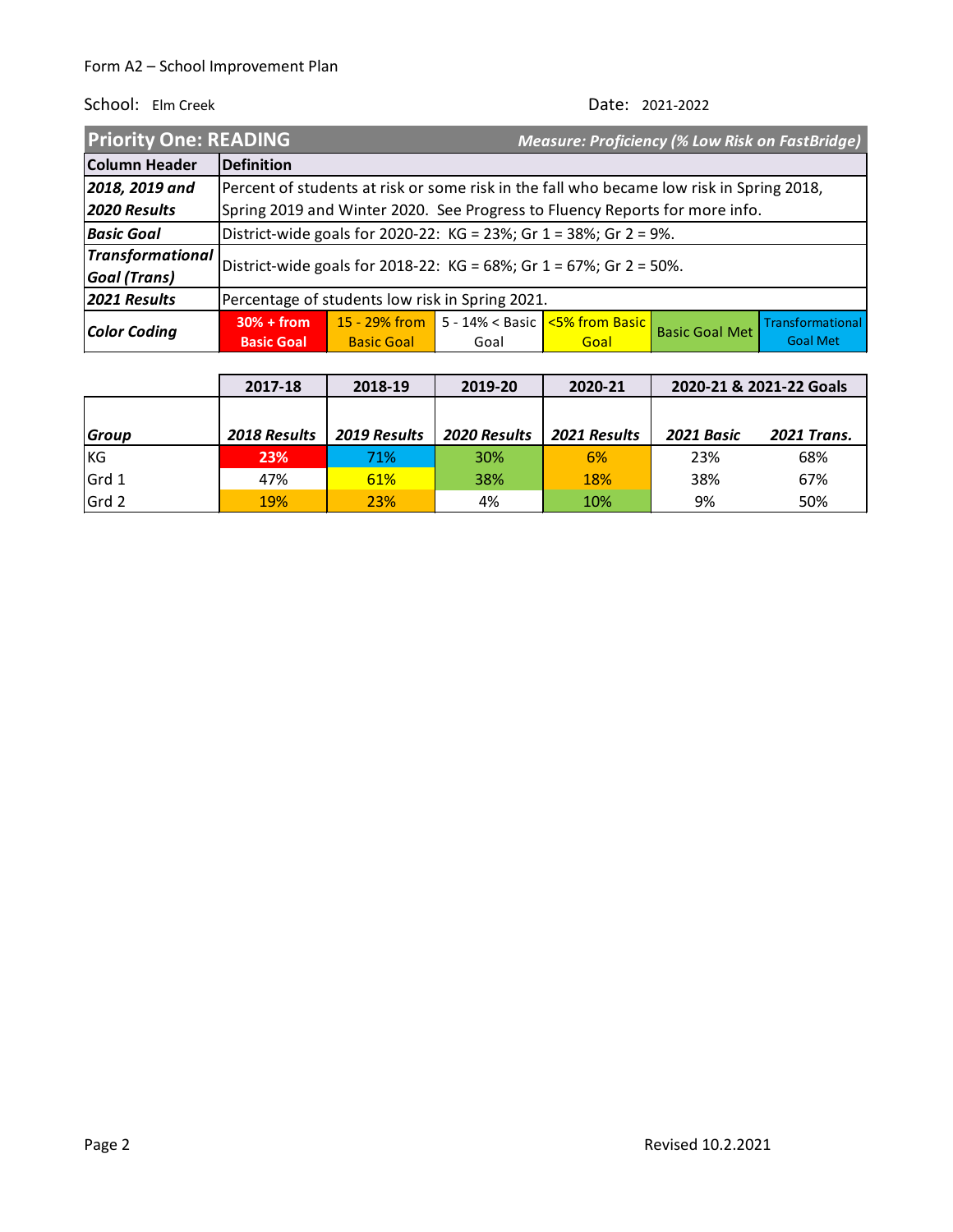Form A2 – School Improvement Plan

School: Elm Creek

Date: 2021-2022

| Priority One: READING | Measure: Proficiency (% Low Risk on FastBridge) | | | | | |
|---|---|---|---|---|---|---|
| **Column Header** | **Definition** | | | | | |
| ***2018, 2019 and 2020 Results*** | Percent of students at risk or some risk in the fall who became low risk in Spring 2018, Spring 2019 and Winter 2020. See Progress to Fluency Reports for more info. | | | | | |
| ***Basic Goal*** | District-wide goals for 2020-22: KG = 23%; Gr 1 = 38%; Gr 2 = 9%. | | | | | |
| ***Transformational Goal (Trans)*** | District-wide goals for 2018-22: KG = 68%; Gr 1 = 67%; Gr 2 = 50%. | | | | | |
| ***2021 Results*** | Percentage of students low risk in Spring 2021. | | | | | |
| ***Color Coding*** | 30% + from Basic Goal | 15 - 29% from Basic Goal | 5 - 14% < Basic Goal | <5% from Basic Goal | Basic Goal Met | Transformational Goal Met |

| | 2017-18 | 2018-19 | 2019-20 | 2020-21 | 2020-21 & 2021-22 Goals | |
|---|---|---|---|---|---|---|
| ***Group*** | ***2018 Results*** | ***2019 Results*** | ***2020 Results*** | ***2021 Results*** | ***2021 Basic*** | ***2021 Trans.*** |
| KG | 23% | 71% | 30% | 6% | 23% | 68% |
| Grd 1 | 47% | 61% | 38% | 18% | 38% | 67% |
| Grd 2 | 19% | 23% | 4% | 10% | 9% | 50% |

Revised 10.2.2021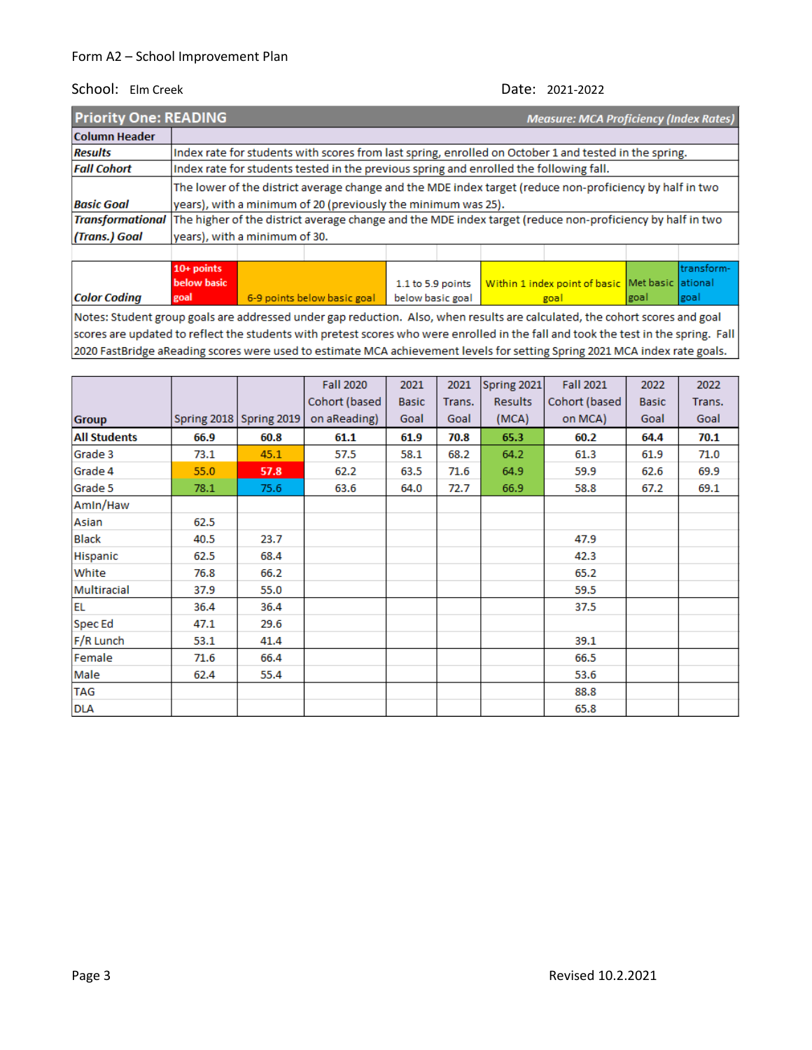Form A2 – School Improvement Plan

School: Elm Creek

Date: 2021-2022

| **Priority One: READING** | *Measure: MCA Proficiency (Index Rates)* |
|---|---|
| **Column Header** | |
| ***Results*** | Index rate for students with scores from last spring, enrolled on October 1 and tested in the spring. |
| ***Fall Cohort*** | Index rate for students tested in the previous spring and enrolled the following fall. |
| ***Basic Goal*** | The lower of the district average change and the MDE index target (reduce non-proficiency by half in two years), with a minimum of 20 (previously the minimum was 25). |
| ***Transformational (Trans.) Goal*** | The higher of the district average change and the MDE index target (reduce non-proficiency by half in two years), with a minimum of 30. |

| ***Color Coding*** | 10+ points below basic goal | 6-9 points below basic goal | 1.1 to 5.9 points below basic goal | Within 1 index point of basic goal | Met basic goal | transformational goal |
|---|---|---|---|---|---|---|

Notes: Student group goals are addressed under gap reduction. Also, when results are calculated, the cohort scores and goal scores are updated to reflect the students with pretest scores who were enrolled in the fall and took the test in the spring. Fall 2020 FastBridge aReading scores were used to estimate MCA achievement levels for setting Spring 2021 MCA index rate goals.

| Group | Spring 2018 | Spring 2019 | Fall 2020 Cohort (based on aReading) | 2021 Basic Goal | 2021 Trans. Goal | Spring 2021 Results (MCA) | Fall 2021 Cohort (based on MCA) | 2022 Basic Goal | 2022 Trans. Goal |
|---|---|---|---|---|---|---|---|---|---|
| **All Students** | **66.9** | **60.8** | **61.1** | **61.9** | **70.8** | **65.3** | **60.2** | **64.4** | **70.1** |
| Grade 3 | 73.1 | 45.1 | 57.5 | 58.1 | 68.2 | 64.2 | 61.3 | 61.9 | 71.0 |
| Grade 4 | 55.0 | 57.8 | 62.2 | 63.5 | 71.6 | 64.9 | 59.9 | 62.6 | 69.9 |
| Grade 5 | 78.1 | 75.6 | 63.6 | 64.0 | 72.7 | 66.9 | 58.8 | 67.2 | 69.1 |
| AmIn/Haw | | | | | | | | | |
| Asian | 62.5 | | | | | | | | |
| Black | 40.5 | 23.7 | | | | | 47.9 | | |
| Hispanic | 62.5 | 68.4 | | | | | 42.3 | | |
| White | 76.8 | 66.2 | | | | | 65.2 | | |
| Multiracial | 37.9 | 55.0 | | | | | 59.5 | | |
| EL | 36.4 | 36.4 | | | | | 37.5 | | |
| Spec Ed | 47.1 | 29.6 | | | | | | | |
| F/R Lunch | 53.1 | 41.4 | | | | | 39.1 | | |
| Female | 71.6 | 66.4 | | | | | 66.5 | | |
| Male | 62.4 | 55.4 | | | | | 53.6 | | |
| TAG | | | | | | | 88.8 | | |
| DLA | | | | | | | 65.8 | | |

Revised 10.2.2021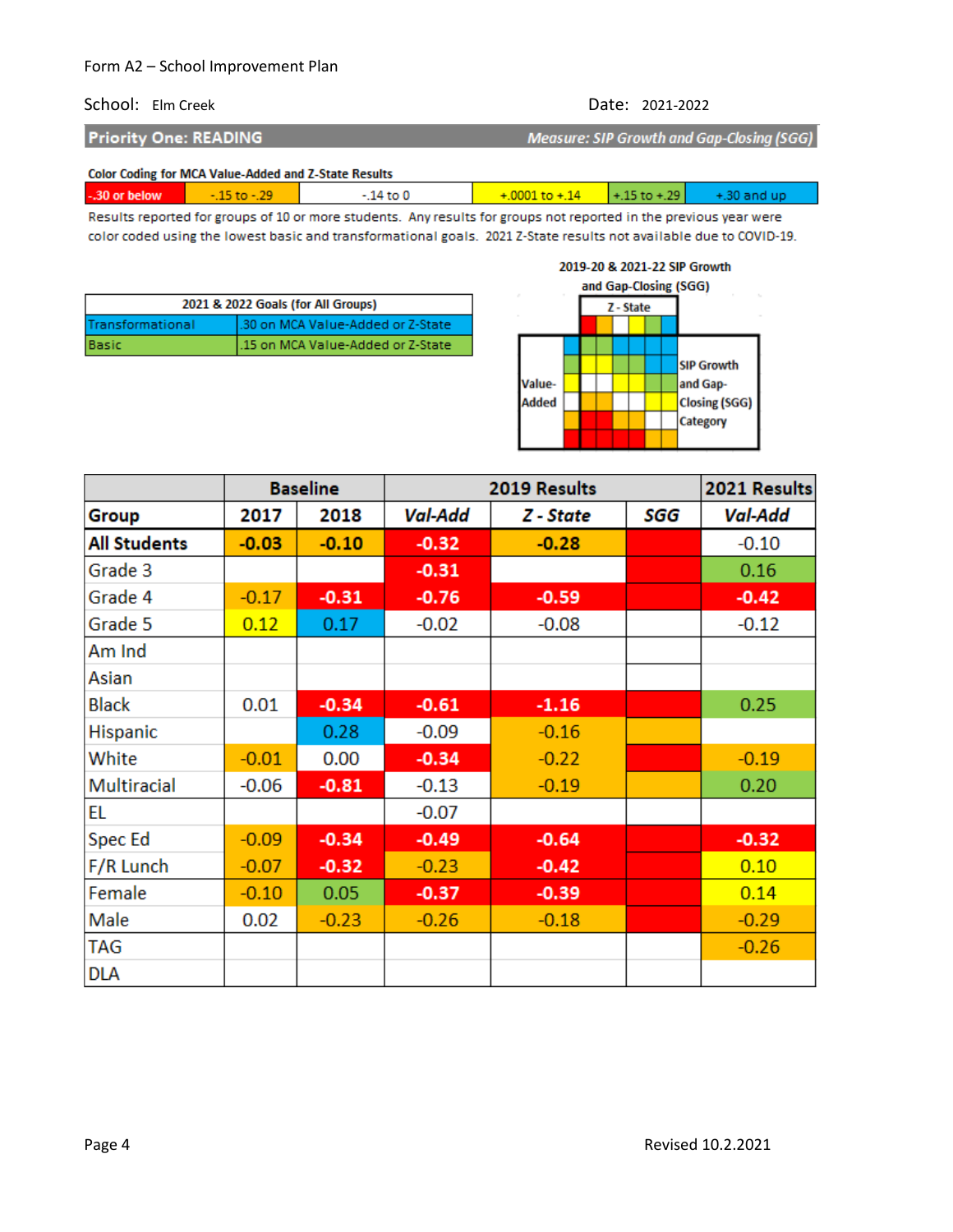Form A2 – School Improvement Plan

School: Elm Creek

Date: 2021-2022

## Priority One: READING

*Measure: SIP Growth and Gap-Closing (SGG)*

**Color Coding for MCA Value-Added and Z-State Results**

| -.30 or below | -.15 to -.29 | -.14 to 0 | +.0001 to +.14 | +.15 to +.29 | +.30 and up |
|---|---|---|---|---|---|

Results reported for groups of 10 or more students. Any results for groups not reported in the previous year were color coded using the lowest basic and transformational goals. 2021 Z-State results not available due to COVID-19.

| 2021 & 2022 Goals (for All Groups) | |
|---|---|
| Transformational | .30 on MCA Value-Added or Z-State |
| Basic | .15 on MCA Value-Added or Z-State |

**2019-20 & 2021-22 SIP Growth and Gap-Closing (SGG)**

Z - State; Value-Added; SIP Growth and Gap-Closing (SGG) Category

| Group | Baseline | | 2019 Results | | | 2021 Results |
|---|---|---|---|---|---|---|
| | 2017 | 2018 | Val-Add | Z - State | SGG | Val-Add |
| All Students | -0.03 | -0.10 | -0.32 | -0.28 | | -0.10 |
| Grade 3 | | | -0.31 | | | 0.16 |
| Grade 4 | -0.17 | -0.31 | -0.76 | -0.59 | | -0.42 |
| Grade 5 | 0.12 | 0.17 | -0.02 | -0.08 | | -0.12 |
| Am Ind | | | | | | |
| Asian | | | | | | |
| Black | 0.01 | -0.34 | -0.61 | -1.16 | | 0.25 |
| Hispanic | | 0.28 | -0.09 | -0.16 | | |
| White | -0.01 | 0.00 | -0.34 | -0.22 | | -0.19 |
| Multiracial | -0.06 | -0.81 | -0.13 | -0.19 | | 0.20 |
| EL | | | -0.07 | | | |
| Spec Ed | -0.09 | -0.34 | -0.49 | -0.64 | | -0.32 |
| F/R Lunch | -0.07 | -0.32 | -0.23 | -0.42 | | 0.10 |
| Female | -0.10 | 0.05 | -0.37 | -0.39 | | 0.14 |
| Male | 0.02 | -0.23 | -0.26 | -0.18 | | -0.29 |
| TAG | | | | | | -0.26 |
| DLA | | | | | | |

Revised 10.2.2021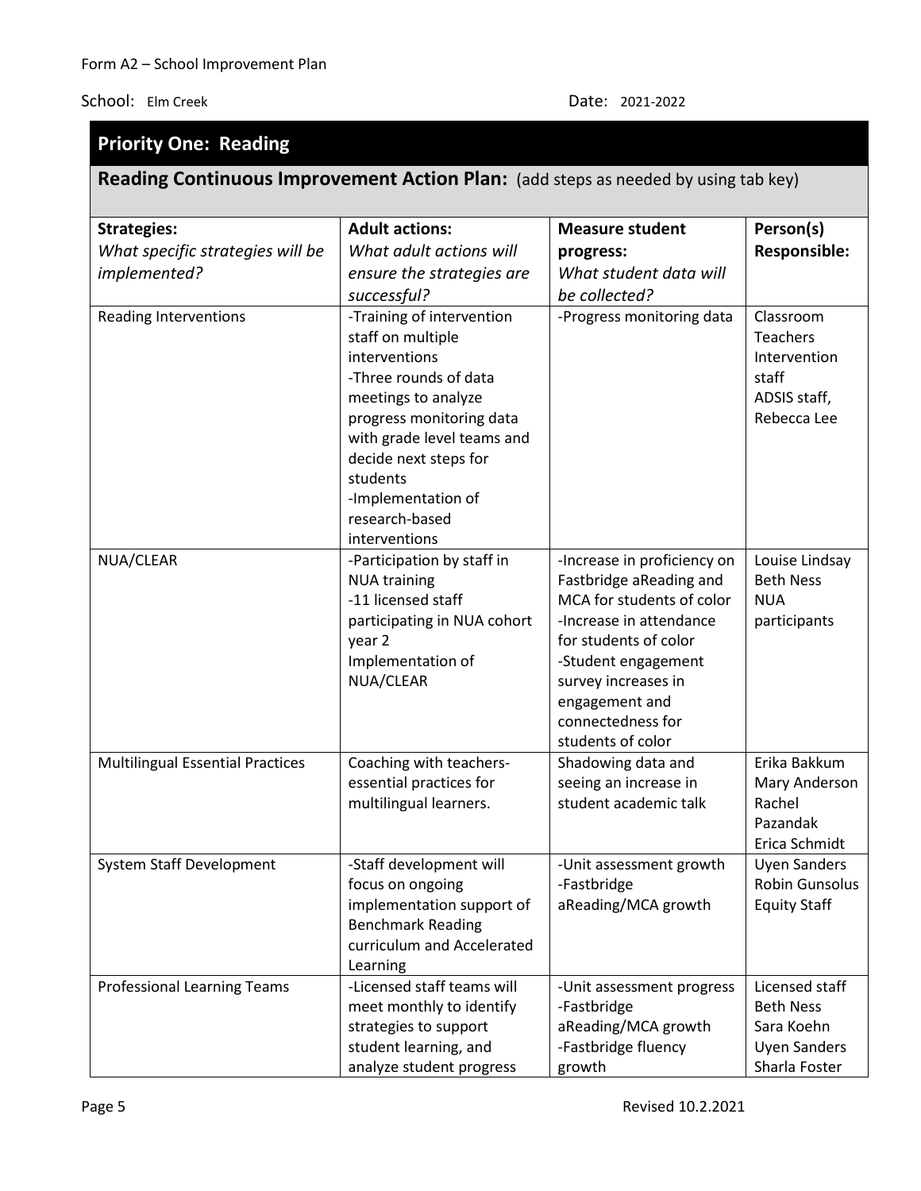Form A2 – School Improvement Plan

School: Elm Creek Date: 2021-2022

## Priority One: Reading

### Reading Continuous Improvement Action Plan: (add steps as needed by using tab key)

| **Strategies:** *What specific strategies will be implemented?* | **Adult actions:** *What adult actions will ensure the strategies are successful?* | **Measure student progress:** *What student data will be collected?* | **Person(s) Responsible:** |
|---|---|---|---|
| Reading Interventions | -Training of intervention staff on multiple interventions<br>-Three rounds of data meetings to analyze progress monitoring data with grade level teams and decide next steps for students<br>-Implementation of research-based interventions | -Progress monitoring data | Classroom Teachers<br>Intervention staff<br>ADSIS staff, Rebecca Lee |
| NUA/CLEAR | -Participation by staff in NUA training<br>-11 licensed staff participating in NUA cohort year 2<br>Implementation of NUA/CLEAR | -Increase in proficiency on Fastbridge aReading and MCA for students of color<br>-Increase in attendance for students of color<br>-Student engagement survey increases in engagement and connectedness for students of color | Louise Lindsay<br>Beth Ness<br>NUA participants |
| Multilingual Essential Practices | Coaching with teachers-essential practices for multilingual learners. | Shadowing data and seeing an increase in student academic talk | Erika Bakkum<br>Mary Anderson<br>Rachel Pazandak<br>Erica Schmidt |
| System Staff Development | -Staff development will focus on ongoing implementation support of Benchmark Reading curriculum and Accelerated Learning | -Unit assessment growth<br>-Fastbridge aReading/MCA growth | Uyen Sanders<br>Robin Gunsolus<br>Equity Staff |
| Professional Learning Teams | -Licensed staff teams will meet monthly to identify strategies to support student learning, and analyze student progress | -Unit assessment progress<br>-Fastbridge aReading/MCA growth<br>-Fastbridge fluency growth | Licensed staff<br>Beth Ness<br>Sara Koehn<br>Uyen Sanders<br>Sharla Foster |

Revised 10.2.2021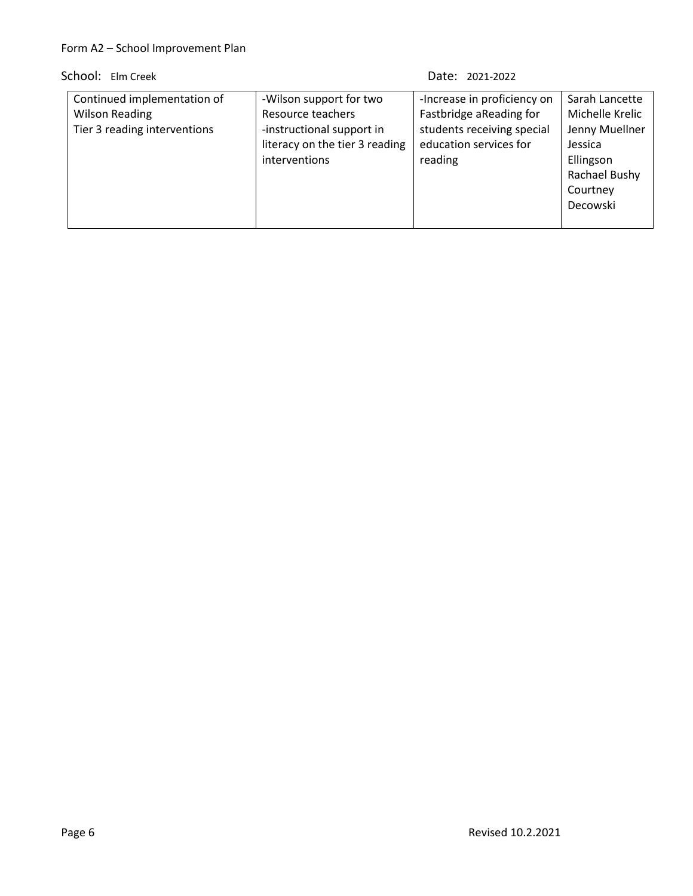Form A2 – School Improvement Plan

School: Elm Creek Date: 2021-2022

| | | | |
|---|---|---|---|
| Continued implementation of Wilson Reading Tier 3 reading interventions | -Wilson support for two Resource teachers<br>-instructional support in literacy on the tier 3 reading interventions | -Increase in proficiency on Fastbridge aReading for students receiving special education services for reading | Sarah Lancette<br>Michelle Krelic<br>Jenny Muellner<br>Jessica Ellingson<br>Rachael Bushy<br>Courtney Decowski |

Revised 10.2.2021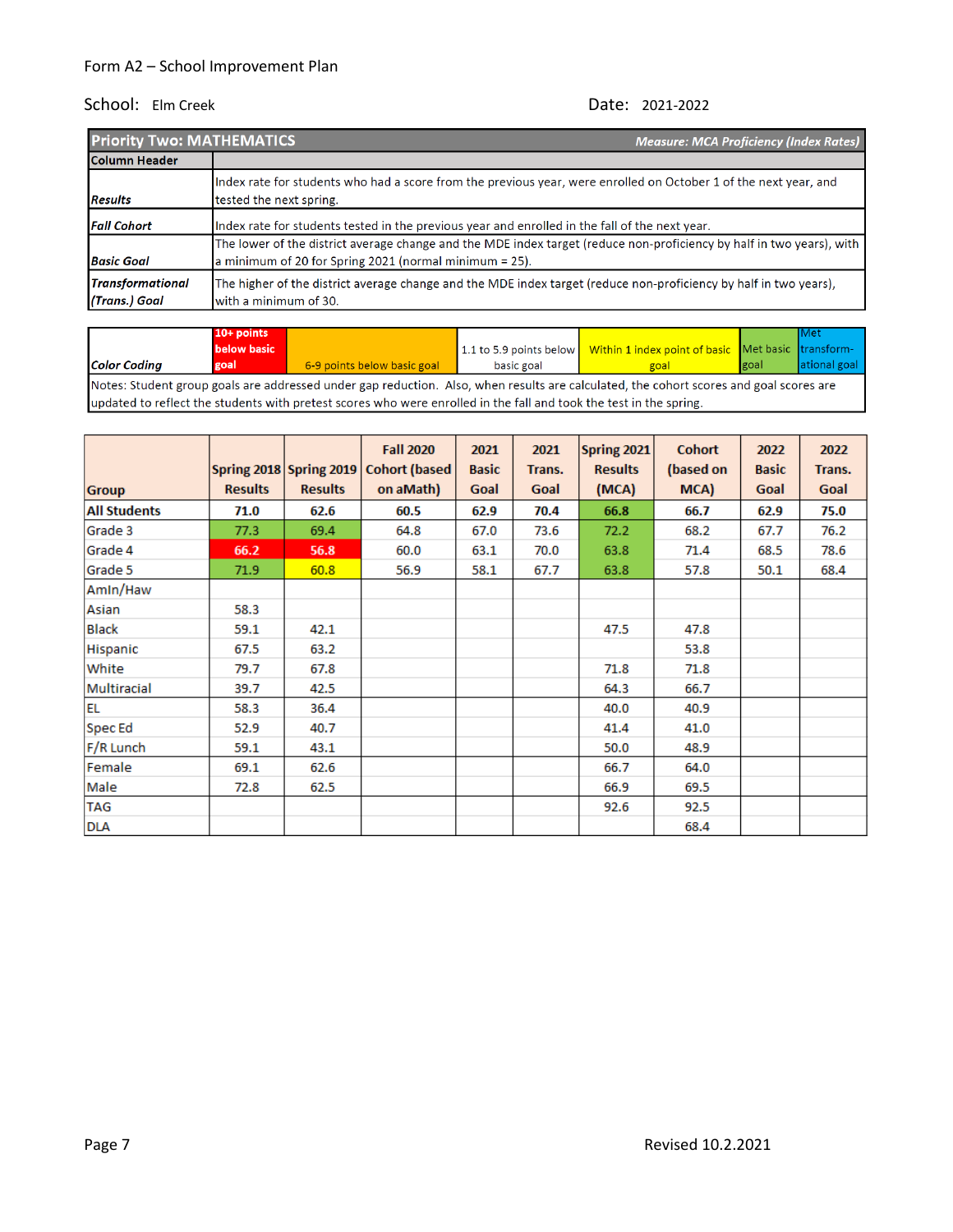Form A2 – School Improvement Plan

School: Elm Creek

Date: 2021-2022

| **Priority Two: MATHEMATICS** | ***Measure: MCA Proficiency (Index Rates)*** |
|---|---|
| **Column Header** | |
| ***Results*** | Index rate for students who had a score from the previous year, were enrolled on October 1 of the next year, and tested the next spring. |
| ***Fall Cohort*** | Index rate for students tested in the previous year and enrolled in the fall of the next year. |
| ***Basic Goal*** | The lower of the district average change and the MDE index target (reduce non-proficiency by half in two years), with a minimum of 20 for Spring 2021 (normal minimum = 25). |
| ***Transformational (Trans.) Goal*** | The higher of the district average change and the MDE index target (reduce non-proficiency by half in two years), with a minimum of 30. |

| *Color Coding* | **10+ points below basic goal** | 6-9 points below basic goal | 1.1 to 5.9 points below basic goal | Within 1 index point of basic goal | Met basic goal | Met transform-ational goal |
|---|---|---|---|---|---|---|
| Notes: Student group goals are addressed under gap reduction. Also, when results are calculated, the cohort scores and goal scores are updated to reflect the students with pretest scores who were enrolled in the fall and took the test in the spring. | | | | | | |

| Group | Spring 2018 Results | Spring 2019 Results | Fall 2020 Cohort (based on aMath) | 2021 Basic Goal | 2021 Trans. Goal | Spring 2021 Results (MCA) | Cohort (based on MCA) | 2022 Basic Goal | 2022 Trans. Goal |
|---|---|---|---|---|---|---|---|---|---|
| **All Students** | **71.0** | **62.6** | **60.5** | **62.9** | **70.4** | **66.8** | **66.7** | **62.9** | **75.0** |
| Grade 3 | 77.3 | 69.4 | 64.8 | 67.0 | 73.6 | 72.2 | 68.2 | 67.7 | 76.2 |
| Grade 4 | 66.2 | 56.8 | 60.0 | 63.1 | 70.0 | 63.8 | 71.4 | 68.5 | 78.6 |
| Grade 5 | 71.9 | 60.8 | 56.9 | 58.1 | 67.7 | 63.8 | 57.8 | 50.1 | 68.4 |
| AmIn/Haw | | | | | | | | | |
| Asian | 58.3 | | | | | | | | |
| Black | 59.1 | 42.1 | | | | 47.5 | 47.8 | | |
| Hispanic | 67.5 | 63.2 | | | | | 53.8 | | |
| White | 79.7 | 67.8 | | | | 71.8 | 71.8 | | |
| Multiracial | 39.7 | 42.5 | | | | 64.3 | 66.7 | | |
| EL | 58.3 | 36.4 | | | | 40.0 | 40.9 | | |
| Spec Ed | 52.9 | 40.7 | | | | 41.4 | 41.0 | | |
| F/R Lunch | 59.1 | 43.1 | | | | 50.0 | 48.9 | | |
| Female | 69.1 | 62.6 | | | | 66.7 | 64.0 | | |
| Male | 72.8 | 62.5 | | | | 66.9 | 69.5 | | |
| TAG | | | | | | 92.6 | 92.5 | | |
| DLA | | | | | | | 68.4 | | |

Revised 10.2.2021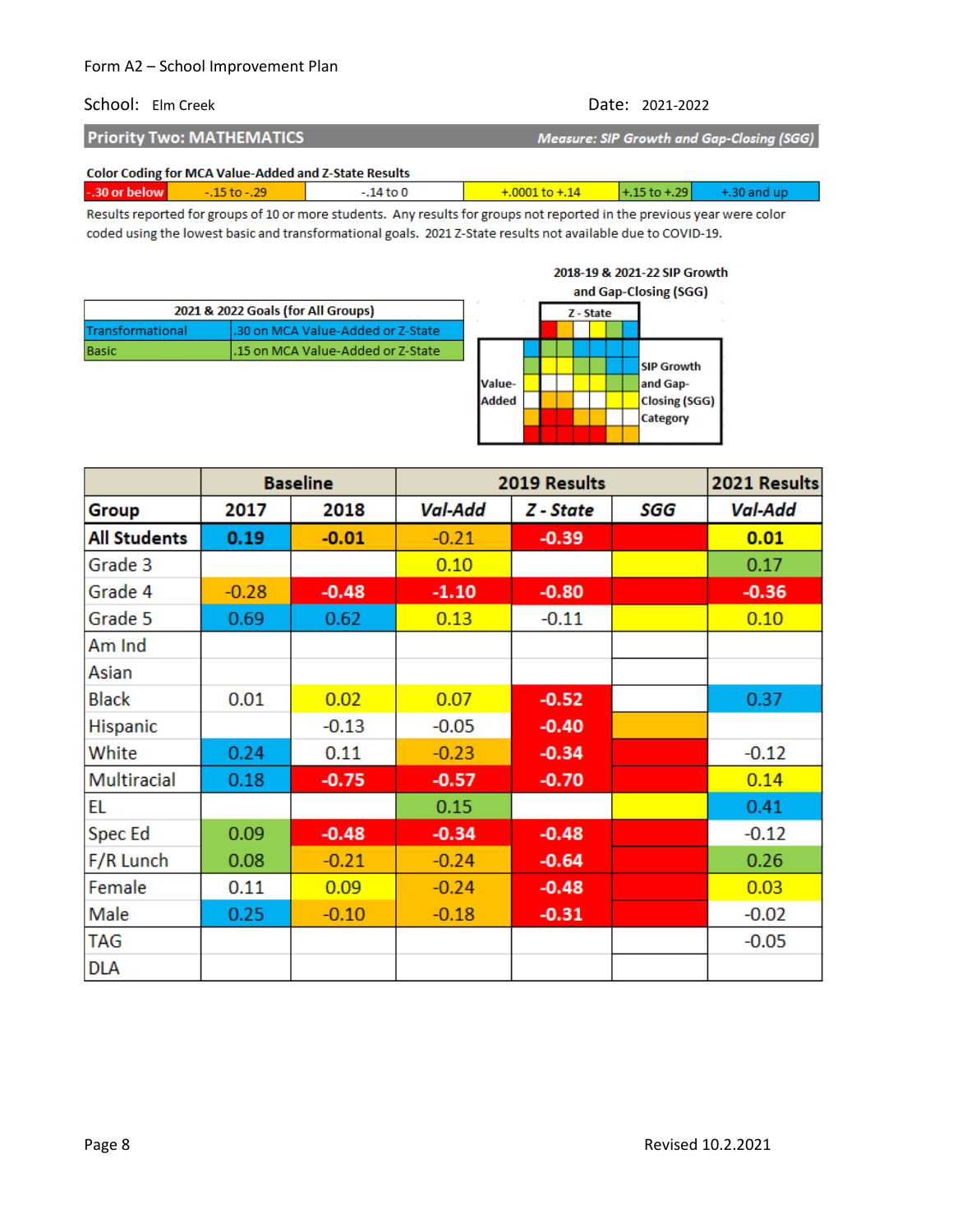Form A2 – School Improvement Plan

School: Elm Creek

Date: 2021-2022

## Priority Two: MATHEMATICS

*Measure: SIP Growth and Gap-Closing (SGG)*

**Color Coding for MCA Value-Added and Z-State Results**

| -.30 or below | -.15 to -.29 | -.14 to 0 | +.0001 to +.14 | +.15 to +.29 | +.30 and up |
|---|---|---|---|---|---|

Results reported for groups of 10 or more students. Any results for groups not reported in the previous year were color coded using the lowest basic and transformational goals. 2021 Z-State results not available due to COVID-19.

| 2021 & 2022 Goals (for All Groups) | |
|---|---|
| Transformational | .30 on MCA Value-Added or Z-State |
| Basic | .15 on MCA Value-Added or Z-State |

**2018-19 & 2021-22 SIP Growth and Gap-Closing (SGG)**

Z - State

Value-Added

SIP Growth and Gap-Closing (SGG) Category

| | Baseline | | 2019 Results | | | 2021 Results |
|---|---|---|---|---|---|---|
| **Group** | **2017** | **2018** | ***Val-Add*** | ***Z - State*** | ***SGG*** | ***Val-Add*** |
| **All Students** | **0.19** | **-0.01** | -0.21 | **-0.39** | | **0.01** |
| Grade 3 | | | 0.10 | | | 0.17 |
| Grade 4 | -0.28 | **-0.48** | **-1.10** | **-0.80** | | **-0.36** |
| Grade 5 | 0.69 | 0.62 | 0.13 | -0.11 | | 0.10 |
| Am Ind | | | | | | |
| Asian | | | | | | |
| Black | 0.01 | 0.02 | 0.07 | **-0.52** | | 0.37 |
| Hispanic | | -0.13 | -0.05 | **-0.40** | | |
| White | 0.24 | 0.11 | -0.23 | **-0.34** | | -0.12 |
| Multiracial | 0.18 | **-0.75** | **-0.57** | **-0.70** | | 0.14 |
| EL | | | 0.15 | | | 0.41 |
| Spec Ed | 0.09 | **-0.48** | **-0.34** | **-0.48** | | -0.12 |
| F/R Lunch | 0.08 | -0.21 | -0.24 | **-0.64** | | 0.26 |
| Female | 0.11 | 0.09 | -0.24 | **-0.48** | | 0.03 |
| Male | 0.25 | -0.10 | -0.18 | **-0.31** | | -0.02 |
| TAG | | | | | | -0.05 |
| DLA | | | | | | |

Revised 10.2.2021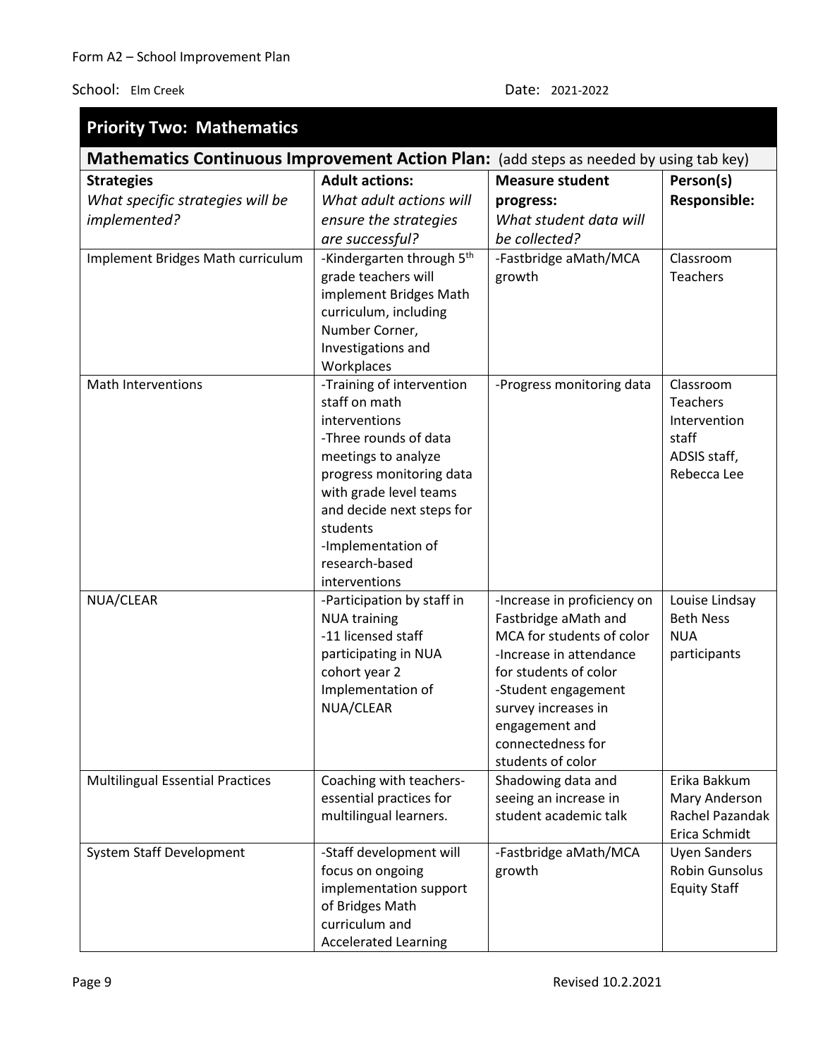Form A2 – School Improvement Plan

School: Elm Creek Date: 2021-2022

## Priority Two: Mathematics

### Mathematics Continuous Improvement Action Plan: (add steps as needed by using tab key)

| **Strategies** *What specific strategies will be implemented?* | **Adult actions:** *What adult actions will ensure the strategies are successful?* | **Measure student progress:** *What student data will be collected?* | **Person(s) Responsible:** |
|---|---|---|---|
| Implement Bridges Math curriculum | -Kindergarten through 5th grade teachers will implement Bridges Math curriculum, including Number Corner, Investigations and Workplaces | -Fastbridge aMath/MCA growth | Classroom Teachers |
| Math Interventions | -Training of intervention staff on math interventions<br>-Three rounds of data meetings to analyze progress monitoring data with grade level teams and decide next steps for students<br>-Implementation of research-based interventions | -Progress monitoring data | Classroom Teachers<br>Intervention staff<br>ADSIS staff, Rebecca Lee |
| NUA/CLEAR | -Participation by staff in NUA training<br>-11 licensed staff participating in NUA cohort year 2<br>Implementation of NUA/CLEAR | -Increase in proficiency on Fastbridge aMath and MCA for students of color<br>-Increase in attendance for students of color<br>-Student engagement survey increases in engagement and connectedness for students of color | Louise Lindsay<br>Beth Ness<br>NUA participants |
| Multilingual Essential Practices | Coaching with teachers- essential practices for multilingual learners. | Shadowing data and seeing an increase in student academic talk | Erika Bakkum<br>Mary Anderson<br>Rachel Pazandak<br>Erica Schmidt |
| System Staff Development | -Staff development will focus on ongoing implementation support of Bridges Math curriculum and Accelerated Learning | -Fastbridge aMath/MCA growth | Uyen Sanders<br>Robin Gunsolus<br>Equity Staff |

Revised 10.2.2021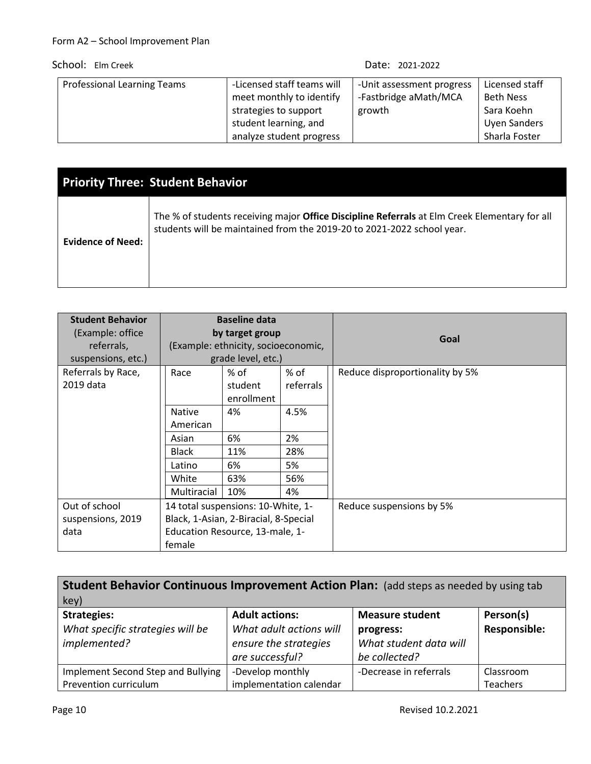Form A2 – School Improvement Plan

School: Elm Creek Date: 2021-2022

| Professional Learning Teams | -Licensed staff teams will meet monthly to identify strategies to support student learning, and analyze student progress | -Unit assessment progress<br>-Fastbridge aMath/MCA growth | Licensed staff<br>Beth Ness<br>Sara Koehn<br>Uyen Sanders<br>Sharla Foster |
|---|---|---|---|

## Priority Three: Student Behavior

| | |
|---|---|
| **Evidence of Need:** | The % of students receiving major **Office Discipline Referrals** at Elm Creek Elementary for all students will be maintained from the 2019-20 to 2021-2022 school year. |

| **Student Behavior** (Example: office referrals, suspensions, etc.) | **Baseline data by target group** (Example: ethnicity, socioeconomic, grade level, etc.) | | | **Goal** |
|---|---|---|---|---|
| Referrals by Race, 2019 data | Race | % of student enrollment | % of referrals | Reduce disproportionality by 5% |
| | Native American | 4% | 4.5% | |
| | Asian | 6% | 2% | |
| | Black | 11% | 28% | |
| | Latino | 6% | 5% | |
| | White | 63% | 56% | |
| | Multiracial | 10% | 4% | |
| Out of school suspensions, 2019 data | 14 total suspensions: 10-White, 1-Black, 1-Asian, 2-Biracial, 8-Special Education Resource, 13-male, 1-female | | | Reduce suspensions by 5% |

| **Student Behavior Continuous Improvement Action Plan:** (add steps as needed by using tab key) | | | |
|---|---|---|---|
| **Strategies:**<br>*What specific strategies will be implemented?* | **Adult actions:**<br>*What adult actions will ensure the strategies are successful?* | **Measure student progress:**<br>*What student data will be collected?* | **Person(s) Responsible:** |
| Implement Second Step and Bullying Prevention curriculum | -Develop monthly implementation calendar | -Decrease in referrals | Classroom Teachers |

Revised 10.2.2021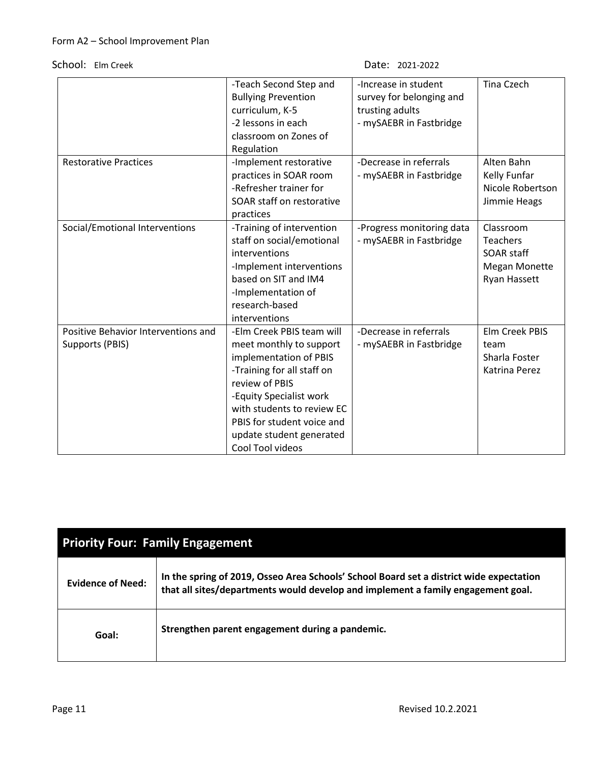Form A2 – School Improvement Plan

School: Elm Creek Date: 2021-2022

| | | | |
|---|---|---|---|
| | -Teach Second Step and Bullying Prevention curriculum, K-5<br>-2 lessons in each classroom on Zones of Regulation | -Increase in student survey for belonging and trusting adults<br>- mySAEBR in Fastbridge | Tina Czech |
| Restorative Practices | -Implement restorative practices in SOAR room<br>-Refresher trainer for SOAR staff on restorative practices | -Decrease in referrals<br>- mySAEBR in Fastbridge | Alten Bahn<br>Kelly Funfar<br>Nicole Robertson<br>Jimmie Heags |
| Social/Emotional Interventions | -Training of intervention staff on social/emotional interventions<br>-Implement interventions based on SIT and IM4<br>-Implementation of research-based interventions | -Progress monitoring data<br>- mySAEBR in Fastbridge | Classroom Teachers<br>SOAR staff<br>Megan Monette<br>Ryan Hassett |
| Positive Behavior Interventions and Supports (PBIS) | -Elm Creek PBIS team will meet monthly to support implementation of PBIS<br>-Training for all staff on review of PBIS<br>-Equity Specialist work with students to review EC PBIS for student voice and update student generated Cool Tool videos | -Decrease in referrals<br>- mySAEBR in Fastbridge | Elm Creek PBIS team<br>Sharla Foster<br>Katrina Perez |

## Priority Four: Family Engagement

| | |
|---|---|
| **Evidence of Need:** | **In the spring of 2019, Osseo Area Schools' School Board set a district wide expectation that all sites/departments would develop and implement a family engagement goal.** |
| **Goal:** | **Strengthen parent engagement during a pandemic.** |

Revised 10.2.2021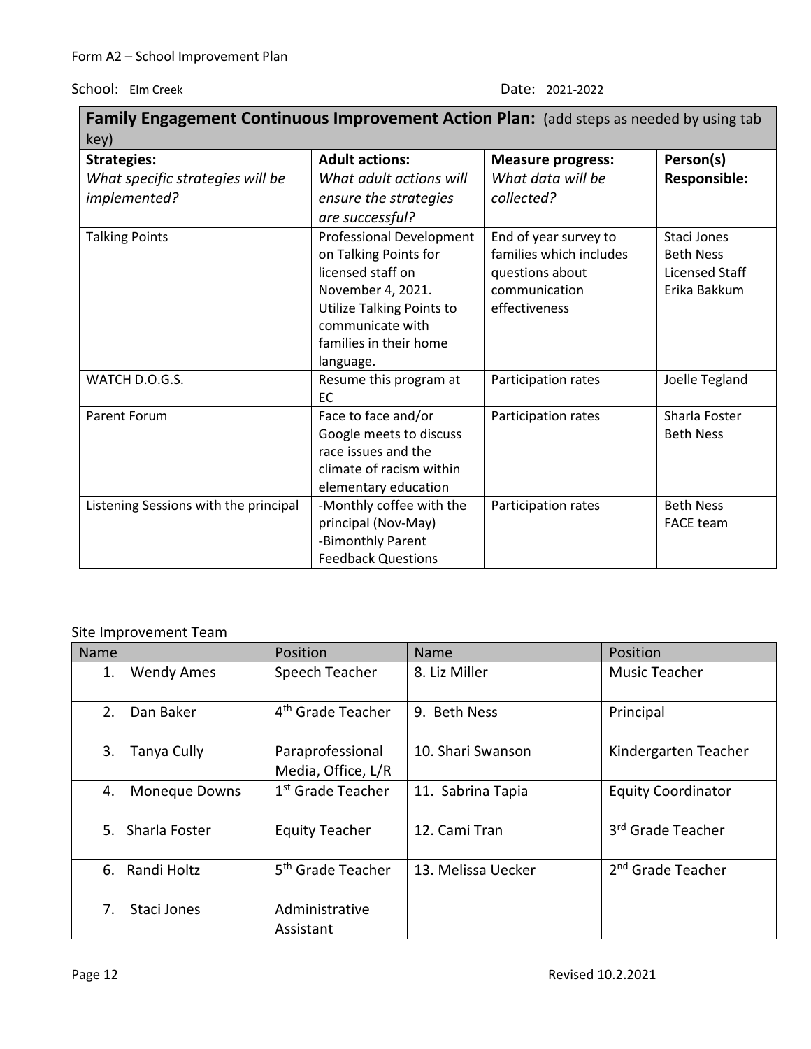Form A2 – School Improvement Plan

School: Elm Creek Date: 2021-2022

| **Family Engagement Continuous Improvement Action Plan:** (add steps as needed by using tab key) | | | |
|---|---|---|---|
| **Strategies:** *What specific strategies will be implemented?* | **Adult actions:** *What adult actions will ensure the strategies are successful?* | **Measure progress:** *What data will be collected?* | **Person(s) Responsible:** |
| Talking Points | Professional Development on Talking Points for licensed staff on November 4, 2021. Utilize Talking Points to communicate with families in their home language. | End of year survey to families which includes questions about communication effectiveness | Staci Jones<br>Beth Ness<br>Licensed Staff<br>Erika Bakkum |
| WATCH D.O.G.S. | Resume this program at EC | Participation rates | Joelle Tegland |
| Parent Forum | Face to face and/or Google meets to discuss race issues and the climate of racism within elementary education | Participation rates | Sharla Foster<br>Beth Ness |
| Listening Sessions with the principal | -Monthly coffee with the principal (Nov-May)<br>-Bimonthly Parent Feedback Questions | Participation rates | Beth Ness<br>FACE team |

Site Improvement Team

| Name | Position | Name | Position |
|---|---|---|---|
| 1. Wendy Ames | Speech Teacher | 8. Liz Miller | Music Teacher |
| 2. Dan Baker | 4th Grade Teacher | 9. Beth Ness | Principal |
| 3. Tanya Cully | Paraprofessional Media, Office, L/R | 10. Shari Swanson | Kindergarten Teacher |
| 4. Moneque Downs | 1st Grade Teacher | 11. Sabrina Tapia | Equity Coordinator |
| 5. Sharla Foster | Equity Teacher | 12. Cami Tran | 3rd Grade Teacher |
| 6. Randi Holtz | 5th Grade Teacher | 13. Melissa Uecker | 2nd Grade Teacher |
| 7. Staci Jones | Administrative Assistant | | |

Revised 10.2.2021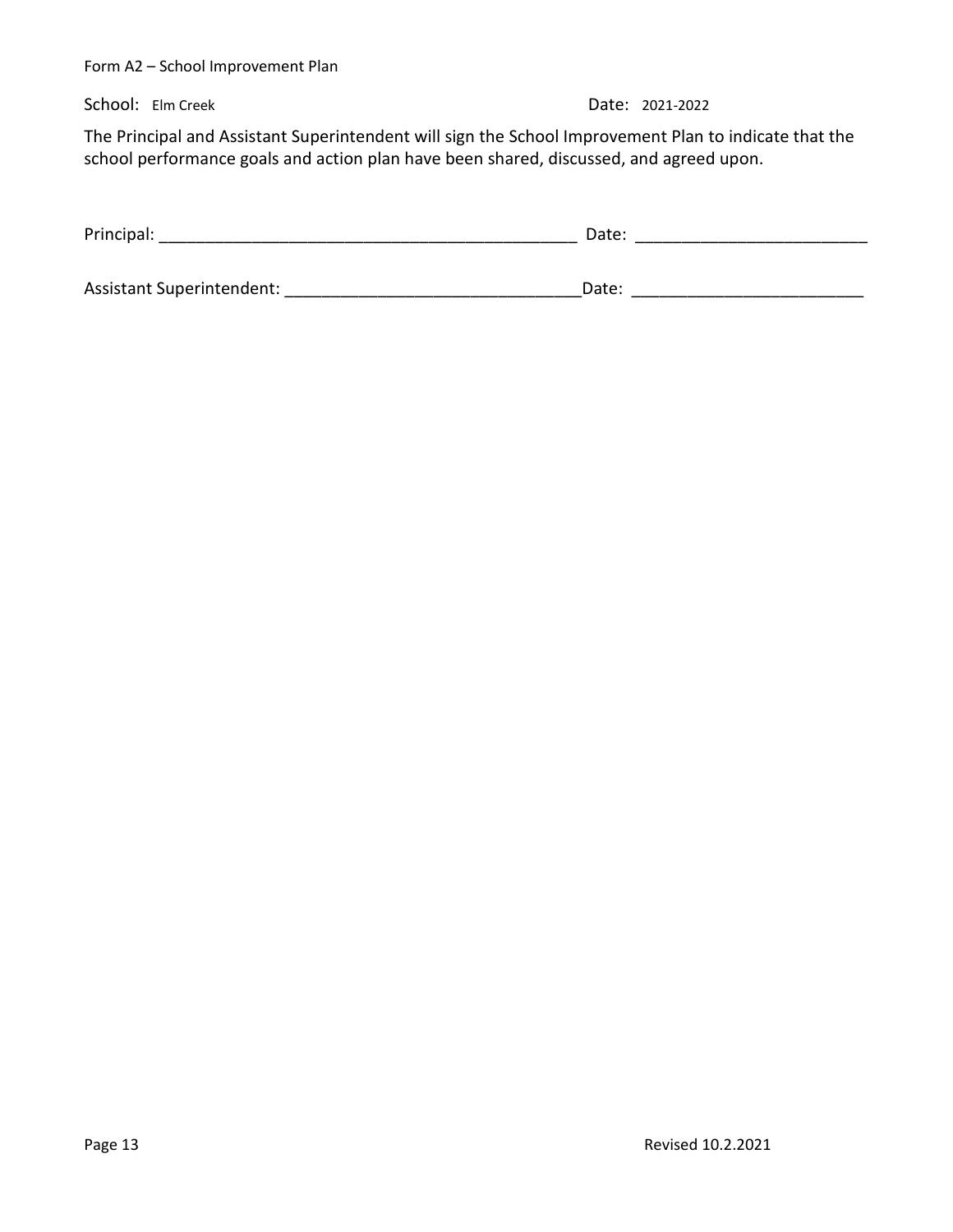Form A2 – School Improvement Plan

School: Elm Creek | Date: 2021-2022

The Principal and Assistant Superintendent will sign the School Improvement Plan to indicate that the school performance goals and action plan have been shared, discussed, and agreed upon.

Principal: ______________________________________________ Date: _________________________

Assistant Superintendent: _______________________________Date: _________________________

Revised 10.2.2021